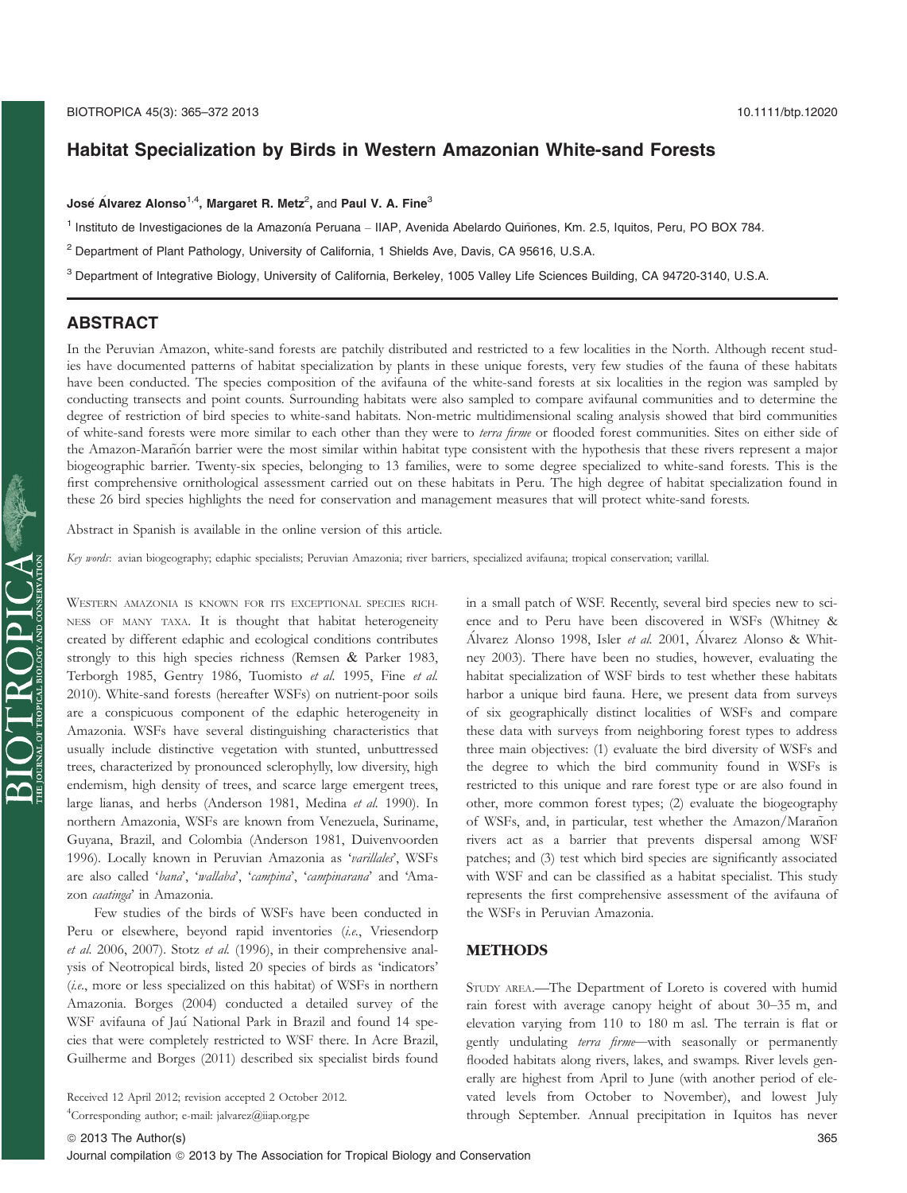# Habitat Specialization by Birds in Western Amazonian White-sand Forests

**José Álvarez Alonso**[1,4], **Margaret R. Metz**[2], and **Paul V. A. Fine**[3]

[1] Instituto de Investigaciones de la Amazonía Peruana – IIAP, Avenida Abelardo Quiñones, Km. 2.5, Iquitos, Peru, PO BOX 784.

[2] Department of Plant Pathology, University of California, 1 Shields Ave, Davis, CA 95616, U.S.A.

[3] Department of Integrative Biology, University of California, Berkeley, 1005 Valley Life Sciences Building, CA 94720-3140, U.S.A.

## ABSTRACT

In the Peruvian Amazon, white-sand forests are patchily distributed and restricted to a few localities in the North. Although recent studies have documented patterns of habitat specialization by plants in these unique forests, very few studies of the fauna of these habitats have been conducted. The species composition of the avifauna of the white-sand forests at six localities in the region was sampled by conducting transects and point counts. Surrounding habitats were also sampled to compare avifaunal communities and to determine the degree of restriction of bird species to white-sand habitats. Non-metric multidimensional scaling analysis showed that bird communities of white-sand forests were more similar to each other than they were to *terra firme* or flooded forest communities. Sites on either side of the Amazon-Marañón barrier were the most similar within habitat type consistent with the hypothesis that these rivers represent a major biogeographic barrier. Twenty-six species, belonging to 13 families, were to some degree specialized to white-sand forests. This is the first comprehensive ornithological assessment carried out on these habitats in Peru. The high degree of habitat specialization found in these 26 bird species highlights the need for conservation and management measures that will protect white-sand forests.

Abstract in Spanish is available in the online version of this article.

*Key words*: avian biogeography; edaphic specialists; Peruvian Amazonia; river barriers, specialized avifauna; tropical conservation; varillal.

Western Amazonia is known for its exceptional species richness of many taxa. It is thought that habitat heterogeneity created by different edaphic and ecological conditions contributes strongly to this high species richness (Remsen & Parker 1983, Terborgh 1985, Gentry 1986, Tuomisto *et al.* 1995, Fine *et al.* 2010). White-sand forests (hereafter WSFs) on nutrient-poor soils are a conspicuous component of the edaphic heterogeneity in Amazonia. WSFs have several distinguishing characteristics that usually include distinctive vegetation with stunted, unbuttressed trees, characterized by pronounced sclerophylly, low diversity, high endemism, high density of trees, and scarce large emergent trees, large lianas, and herbs (Anderson 1981, Medina *et al.* 1990). In northern Amazonia, WSFs are known from Venezuela, Suriname, Guyana, Brazil, and Colombia (Anderson 1981, Duivenvoorden 1996). Locally known in Peruvian Amazonia as '*varillales*', WSFs are also called '*bana*', '*wallaba*', '*campina*', '*campinarana*' and 'Amazon *caatinga*' in Amazonia.

Few studies of the birds of WSFs have been conducted in Peru or elsewhere, beyond rapid inventories (*i.e.*, Vriesendorp *et al.* 2006, 2007). Stotz *et al.* (1996), in their comprehensive analysis of Neotropical birds, listed 20 species of birds as 'indicators' (*i.e.*, more or less specialized on this habitat) of WSFs in northern Amazonia. Borges (2004) conducted a detailed survey of the WSF avifauna of Jaú National Park in Brazil and found 14 species that were completely restricted to WSF there. In Acre Brazil, Guilherme and Borges (2011) described six specialist birds found in a small patch of WSF. Recently, several bird species new to science and to Peru have been discovered in WSFs (Whitney & Álvarez Alonso 1998, Isler *et al.* 2001, Álvarez Alonso & Whitney 2003). There have been no studies, however, evaluating the habitat specialization of WSF birds to test whether these habitats harbor a unique bird fauna. Here, we present data from surveys of six geographically distinct localities of WSFs and compare these data with surveys from neighboring forest types to address three main objectives: (1) evaluate the bird diversity of WSFs and the degree to which the bird community found in WSFs is restricted to this unique and rare forest type or are also found in other, more common forest types; (2) evaluate the biogeography of WSFs, and, in particular, test whether the Amazon/Marañon rivers act as a barrier that prevents dispersal among WSF patches; and (3) test which bird species are significantly associated with WSF and can be classified as a habitat specialist. This study represents the first comprehensive assessment of the avifauna of the WSFs in Peruvian Amazonia.

## METHODS

Study area.—The Department of Loreto is covered with humid rain forest with average canopy height of about 30–35 m, and elevation varying from 110 to 180 m asl. The terrain is flat or gently undulating *terra firme*—with seasonally or permanently flooded habitats along rivers, lakes, and swamps. River levels generally are highest from April to June (with another period of elevated levels from October to November), and lowest July through September. Annual precipitation in Iquitos has never

Received 12 April 2012; revision accepted 2 October 2012.

[4]Corresponding author; e-mail: jalvarez@iiap.org.pe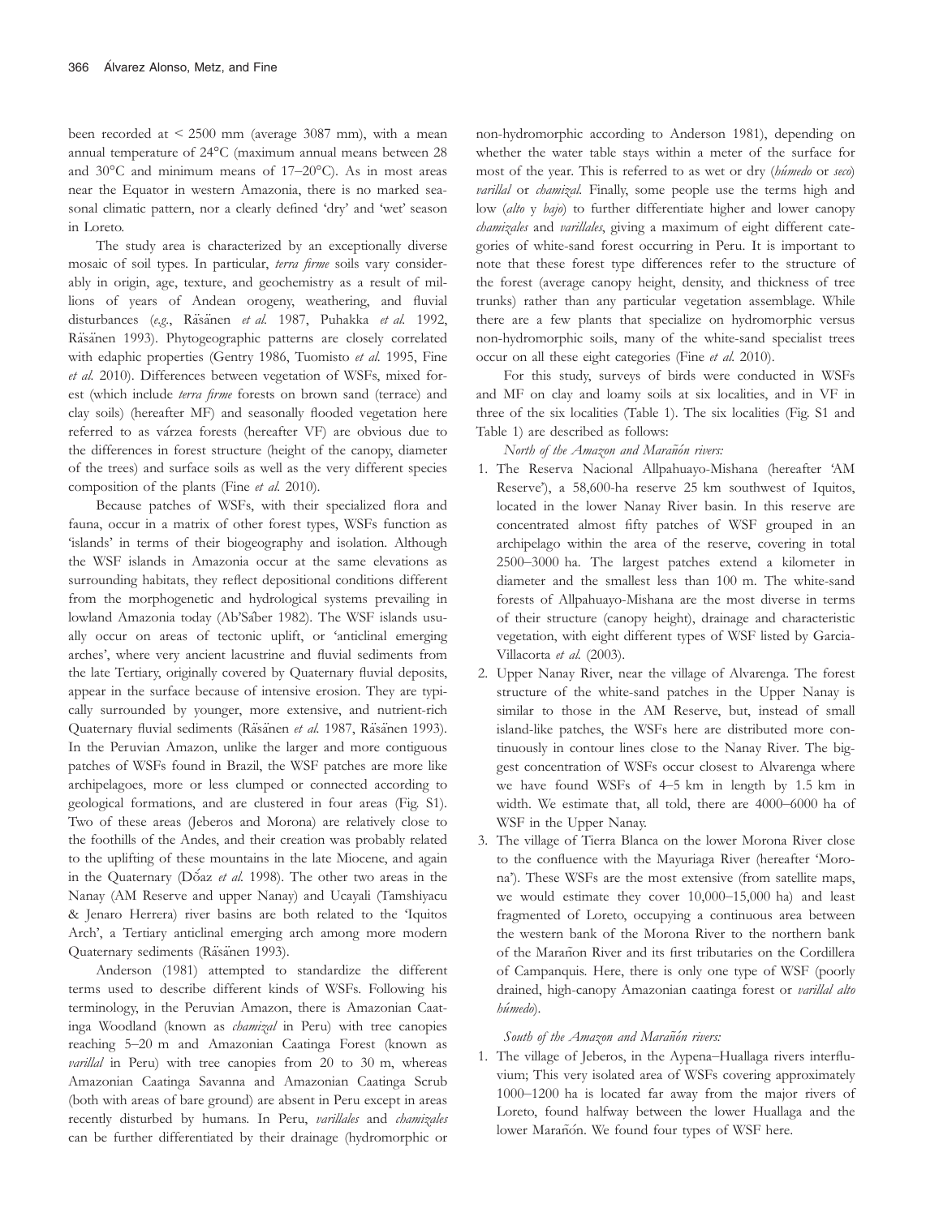been recorded at < 2500 mm (average 3087 mm), with a mean annual temperature of 24°C (maximum annual means between 28 and 30°C and minimum means of 17–20°C). As in most areas near the Equator in western Amazonia, there is no marked seasonal climatic pattern, nor a clearly defined 'dry' and 'wet' season in Loreto.

The study area is characterized by an exceptionally diverse mosaic of soil types. In particular, *terra firme* soils vary considerably in origin, age, texture, and geochemistry as a result of millions of years of Andean orogeny, weathering, and fluvial disturbances (*e.g.*, Räsänen *et al.* 1987, Puhakka *et al.* 1992, Räsänen 1993). Phytogeographic patterns are closely correlated with edaphic properties (Gentry 1986, Tuomisto *et al.* 1995, Fine *et al.* 2010). Differences between vegetation of WSFs, mixed forest (which include *terra firme* forests on brown sand (terrace) and clay soils) (hereafter MF) and seasonally flooded vegetation here referred to as várzea forests (hereafter VF) are obvious due to the differences in forest structure (height of the canopy, diameter of the trees) and surface soils as well as the very different species composition of the plants (Fine *et al.* 2010).

Because patches of WSFs, with their specialized flora and fauna, occur in a matrix of other forest types, WSFs function as 'islands' in terms of their biogeography and isolation. Although the WSF islands in Amazonia occur at the same elevations as surrounding habitats, they reflect depositional conditions different from the morphogenetic and hydrological systems prevailing in lowland Amazonia today (Ab'Sáber 1982). The WSF islands usually occur on areas of tectonic uplift, or 'anticlinal emerging arches', where very ancient lacustrine and fluvial sediments from the late Tertiary, originally covered by Quaternary fluvial deposits, appear in the surface because of intensive erosion. They are typically surrounded by younger, more extensive, and nutrient-rich Quaternary fluvial sediments (Räsänen *et al.* 1987, Räsänen 1993). In the Peruvian Amazon, unlike the larger and more contiguous patches of WSFs found in Brazil, the WSF patches are more like archipelagoes, more or less clumped or connected according to geological formations, and are clustered in four areas (Fig. S1). Two of these areas (Jeberos and Morona) are relatively close to the foothills of the Andes, and their creation was probably related to the uplifting of these mountains in the late Miocene, and again in the Quaternary (Dóaz *et al.* 1998). The other two areas in the Nanay (AM Reserve and upper Nanay) and Ucayali (Tamshiyacu & Jenaro Herrera) river basins are both related to the 'Iquitos Arch', a Tertiary anticlinal emerging arch among more modern Quaternary sediments (Räsänen 1993).

Anderson (1981) attempted to standardize the different terms used to describe different kinds of WSFs. Following his terminology, in the Peruvian Amazon, there is Amazonian Caatinga Woodland (known as *chamizal* in Peru) with tree canopies reaching 5–20 m and Amazonian Caatinga Forest (known as *varillal* in Peru) with tree canopies from 20 to 30 m, whereas Amazonian Caatinga Savanna and Amazonian Caatinga Scrub (both with areas of bare ground) are absent in Peru except in areas recently disturbed by humans. In Peru, *varillales* and *chamizales* can be further differentiated by their drainage (hydromorphic or non-hydromorphic according to Anderson 1981), depending on whether the water table stays within a meter of the surface for most of the year. This is referred to as wet or dry (*húmedo* or *seco*) *varillal* or *chamizal*. Finally, some people use the terms high and low (*alto* y *bajo*) to further differentiate higher and lower canopy *chamizales* and *varillales*, giving a maximum of eight different categories of white-sand forest occurring in Peru. It is important to note that these forest type differences refer to the structure of the forest (average canopy height, density, and thickness of tree trunks) rather than any particular vegetation assemblage. While there are a few plants that specialize on hydromorphic versus non-hydromorphic soils, many of the white-sand specialist trees occur on all these eight categories (Fine *et al.* 2010).

For this study, surveys of birds were conducted in WSFs and MF on clay and loamy soils at six localities, and in VF in three of the six localities (Table 1). The six localities (Fig. S1 and Table 1) are described as follows:

*North of the Amazon and Marañón rivers:*

1. The Reserva Nacional Allpahuayo-Mishana (hereafter 'AM Reserve'), a 58,600-ha reserve 25 km southwest of Iquitos, located in the lower Nanay River basin. In this reserve are concentrated almost fifty patches of WSF grouped in an archipelago within the area of the reserve, covering in total 2500–3000 ha. The largest patches extend a kilometer in diameter and the smallest less than 100 m. The white-sand forests of Allpahuayo-Mishana are the most diverse in terms of their structure (canopy height), drainage and characteristic vegetation, with eight different types of WSF listed by Garcia-Villacorta *et al.* (2003).
2. Upper Nanay River, near the village of Alvarenga. The forest structure of the white-sand patches in the Upper Nanay is similar to those in the AM Reserve, but, instead of small island-like patches, the WSFs here are distributed more continuously in contour lines close to the Nanay River. The biggest concentration of WSFs occur closest to Alvarenga where we have found WSFs of 4–5 km in length by 1.5 km in width. We estimate that, all told, there are 4000–6000 ha of WSF in the Upper Nanay.
3. The village of Tierra Blanca on the lower Morona River close to the confluence with the Mayuriaga River (hereafter 'Morona'). These WSFs are the most extensive (from satellite maps, we would estimate they cover 10,000–15,000 ha) and least fragmented of Loreto, occupying a continuous area between the western bank of the Morona River to the northern bank of the Marañon River and its first tributaries on the Cordillera of Campanquis. Here, there is only one type of WSF (poorly drained, high-canopy Amazonian caatinga forest or *varillal alto húmedo*).

*South of the Amazon and Marañón rivers:*

1. The village of Jeberos, in the Aypena–Huallaga rivers interfluvium; This very isolated area of WSFs covering approximately 1000–1200 ha is located far away from the major rivers of Loreto, found halfway between the lower Huallaga and the lower Marañón. We found four types of WSF here.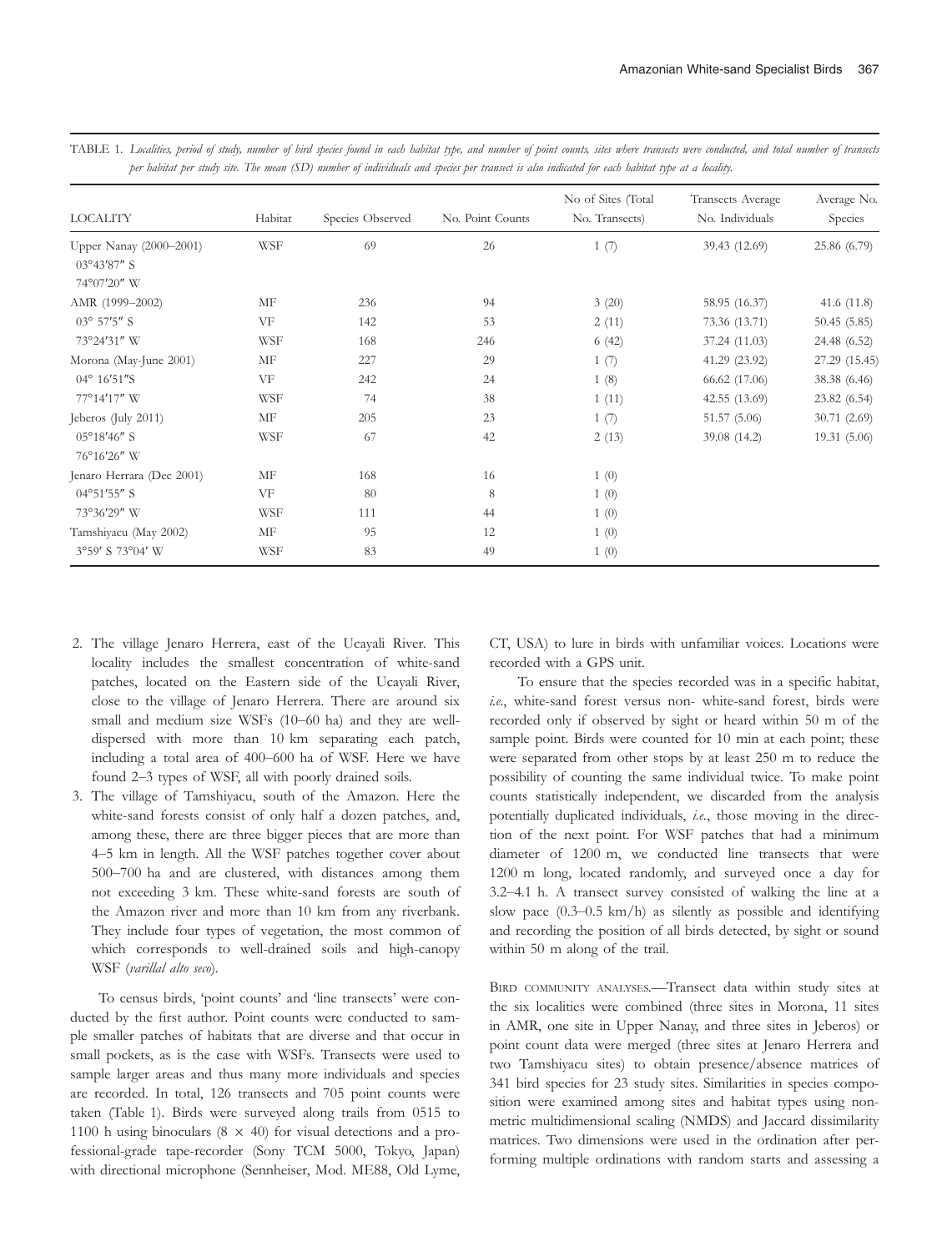TABLE 1. *Localities, period of study, number of bird species found in each habitat type, and number of point counts, sites where transects were conducted, and total number of transects per habitat per study site. The mean (SD) number of individuals and species per transect is also indicated for each habitat type at a locality.*

| LOCALITY | Habitat | Species Observed | No. Point Counts | No of Sites (Total No. Transects) | Transects Average No. Individuals | Average No. Species |
|---|---|---|---|---|---|---|
| Upper Nanay (2000–2001) | WSF | 69 | 26 | 1 (7) | 39.43 (12.69) | 25.86 (6.79) |
| 03°43′87″ S | | | | | | |
| 74°07′20″ W | | | | | | |
| AMR (1999–2002) | MF | 236 | 94 | 3 (20) | 58.95 (16.37) | 41.6 (11.8) |
| 03° 57′5″ S | VF | 142 | 53 | 2 (11) | 73.36 (13.71) | 50.45 (5.85) |
| 73°24′31″ W | WSF | 168 | 246 | 6 (42) | 37.24 (11.03) | 24.48 (6.52) |
| Morona (May-June 2001) | MF | 227 | 29 | 1 (7) | 41.29 (23.92) | 27.29 (15.45) |
| 04° 16′51″S | VF | 242 | 24 | 1 (8) | 66.62 (17.06) | 38.38 (6.46) |
| 77°14′17″ W | WSF | 74 | 38 | 1 (11) | 42.55 (13.69) | 23.82 (6.54) |
| Jeberos (July 2011) | MF | 205 | 23 | 1 (7) | 51.57 (5.06) | 30.71 (2.69) |
| 05°18′46″ S | WSF | 67 | 42 | 2 (13) | 39.08 (14.2) | 19.31 (5.06) |
| 76°16′26″ W | | | | | | |
| Jenaro Herrara (Dec 2001) | MF | 168 | 16 | 1 (0) | | |
| 04°51′55″ S | VF | 80 | 8 | 1 (0) | | |
| 73°36′29″ W | WSF | 111 | 44 | 1 (0) | | |
| Tamshiyacu (May 2002) | MF | 95 | 12 | 1 (0) | | |
| 3°59′ S 73°04′ W | WSF | 83 | 49 | 1 (0) | | |

2. The village Jenaro Herrera, east of the Ucayali River. This locality includes the smallest concentration of white-sand patches, located on the Eastern side of the Ucayali River, close to the village of Jenaro Herrera. There are around six small and medium size WSFs (10–60 ha) and they are well-dispersed with more than 10 km separating each patch, including a total area of 400–600 ha of WSF. Here we have found 2–3 types of WSF, all with poorly drained soils.
3. The village of Tamshiyacu, south of the Amazon. Here the white-sand forests consist of only half a dozen patches, and, among these, there are three bigger pieces that are more than 4–5 km in length. All the WSF patches together cover about 500–700 ha and are clustered, with distances among them not exceeding 3 km. These white-sand forests are south of the Amazon river and more than 10 km from any riverbank. They include four types of vegetation, the most common of which corresponds to well-drained soils and high-canopy WSF (*varillal alto seco*).

To census birds, 'point counts' and 'line transects' were conducted by the first author. Point counts were conducted to sample smaller patches of habitats that are diverse and that occur in small pockets, as is the case with WSFs. Transects were used to sample larger areas and thus many more individuals and species are recorded. In total, 126 transects and 705 point counts were taken (Table 1). Birds were surveyed along trails from 0515 to 1100 h using binoculars ($8 \times 40$) for visual detections and a professional-grade tape-recorder (Sony TCM 5000, Tokyo, Japan) with directional microphone (Sennheiser, Mod. ME88, Old Lyme, CT, USA) to lure in birds with unfamiliar voices. Locations were recorded with a GPS unit.

To ensure that the species recorded was in a specific habitat, *i.e.*, white-sand forest versus non- white-sand forest, birds were recorded only if observed by sight or heard within 50 m of the sample point. Birds were counted for 10 min at each point; these were separated from other stops by at least 250 m to reduce the possibility of counting the same individual twice. To make point counts statistically independent, we discarded from the analysis potentially duplicated individuals, *i.e.*, those moving in the direction of the next point. For WSF patches that had a minimum diameter of 1200 m, we conducted line transects that were 1200 m long, located randomly, and surveyed once a day for 3.2–4.1 h. A transect survey consisted of walking the line at a slow pace (0.3–0.5 km/h) as silently as possible and identifying and recording the position of all birds detected, by sight or sound within 50 m along of the trail.

BIRD COMMUNITY ANALYSES.—Transect data within study sites at the six localities were combined (three sites in Morona, 11 sites in AMR, one site in Upper Nanay, and three sites in Jeberos) or point count data were merged (three sites at Jenaro Herrera and two Tamshiyacu sites) to obtain presence/absence matrices of 341 bird species for 23 study sites. Similarities in species composition were examined among sites and habitat types using nonmetric multidimensional scaling (NMDS) and Jaccard dissimilarity matrices. Two dimensions were used in the ordination after performing multiple ordinations with random starts and assessing a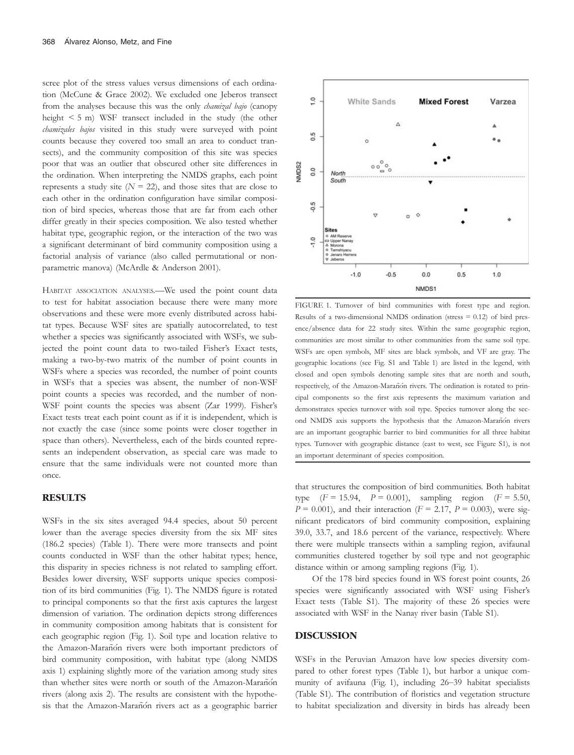scree plot of the stress values versus dimensions of each ordination (McCune & Grace 2002). We excluded one Jeberos transect from the analyses because this was the only *chamizal bajo* (canopy height < 5 m) WSF transect included in the study (the other *chamizales bajos* visited in this study were surveyed with point counts because they covered too small an area to conduct transects), and the community composition of this site was species poor that was an outlier that obscured other site differences in the ordination. When interpreting the NMDS graphs, each point represents a study site ($N = 22$), and those sites that are close to each other in the ordination configuration have similar composition of bird species, whereas those that are far from each other differ greatly in their species composition. We also tested whether habitat type, geographic region, or the interaction of the two was a significant determinant of bird community composition using a factorial analysis of variance (also called permutational or nonparametric manova) (McArdle & Anderson 2001).

HABITAT ASSOCIATION ANALYSES.—We used the point count data to test for habitat association because there were many more observations and these were more evenly distributed across habitat types. Because WSF sites are spatially autocorrelated, to test whether a species was significantly associated with WSFs, we subjected the point count data to two-tailed Fisher's Exact tests, making a two-by-two matrix of the number of point counts in WSFs where a species was recorded, the number of point counts in WSFs that a species was absent, the number of non-WSF point counts a species was recorded, and the number of non-WSF point counts the species was absent (Zar 1999). Fisher's Exact tests treat each point count as if it is independent, which is not exactly the case (since some points were closer together in space than others). Nevertheless, each of the birds counted represents an independent observation, as special care was made to ensure that the same individuals were not counted more than once.

## RESULTS

WSFs in the six sites averaged 94.4 species, about 50 percent lower than the average species diversity from the six MF sites (186.2 species) (Table 1). There were more transects and point counts conducted in WSF than the other habitat types; hence, this disparity in species richness is not related to sampling effort. Besides lower diversity, WSF supports unique species composition of its bird communities (Fig. 1). The NMDS figure is rotated to principal components so that the first axis captures the largest dimension of variation. The ordination depicts strong differences in community composition among habitats that is consistent for each geographic region (Fig. 1). Soil type and location relative to the Amazon-Marañón rivers were both important predictors of bird community composition, with habitat type (along NMDS axis 1) explaining slightly more of the variation among study sites than whether sites were north or south of the Amazon-Marañón rivers (along axis 2). The results are consistent with the hypothesis that the Amazon-Marañón rivers act as a geographic barrier that structures the composition of bird communities. Both habitat type ($F = 15.94$, $P = 0.001$), sampling region ($F = 5.50$, $P = 0.001$), and their interaction ($F = 2.17$, $P = 0.003$), were significant predicators of bird community composition, explaining 39.0, 33.7, and 18.6 percent of the variance, respectively. Where there were multiple transects within a sampling region, avifaunal communities clustered together by soil type and not geographic distance within or among sampling regions (Fig. 1).

FIGURE 1. Turnover of bird communities with forest type and region. Results of a two-dimensional NMDS ordination (stress = 0.12) of bird presence/absence data for 22 study sites. Within the same geographic region, communities are most similar to other communities from the same soil type. WSFs are open symbols, MF sites are black symbols, and VF are gray. The geographic locations (see Fig. S1 and Table 1) are listed in the legend, with closed and open symbols denoting sample sites that are north and south, respectively, of the Amazon-Marañón rivers. The ordination is rotated to principal components so the first axis represents the maximum variation and demonstrates species turnover with soil type. Species turnover along the second NMDS axis supports the hypothesis that the Amazon-Marañón rivers are an important geographic barrier to bird communities for all three habitat types. Turnover with geographic distance (east to west, see Figure S1), is not an important determinant of species composition.

Of the 178 bird species found in WS forest point counts, 26 species were significantly associated with WSF using Fisher's Exact tests (Table S1). The majority of these 26 species were associated with WSF in the Nanay river basin (Table S1).

## DISCUSSION

WSFs in the Peruvian Amazon have low species diversity compared to other forest types (Table 1), but harbor a unique community of avifauna (Fig. 1), including 26–39 habitat specialists (Table S1). The contribution of floristics and vegetation structure to habitat specialization and diversity in birds has already been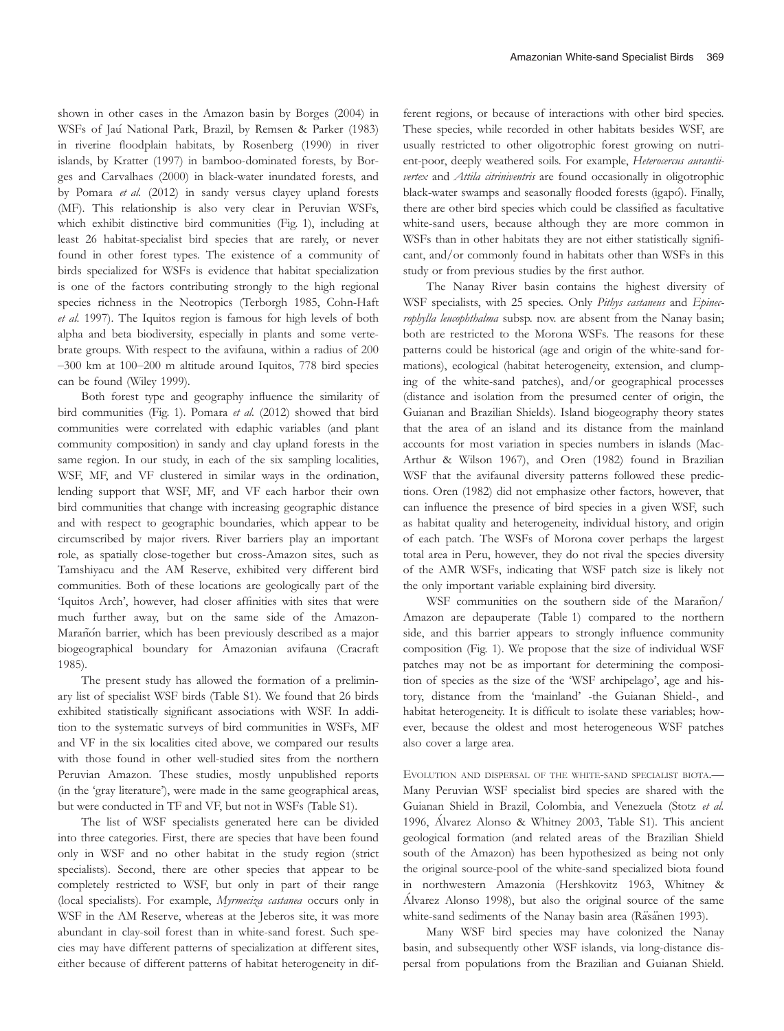shown in other cases in the Amazon basin by Borges (2004) in WSFs of Jaú National Park, Brazil, by Remsen & Parker (1983) in riverine floodplain habitats, by Rosenberg (1990) in river islands, by Kratter (1997) in bamboo-dominated forests, by Borges and Carvalhaes (2000) in black-water inundated forests, and by Pomara *et al.* (2012) in sandy versus clayey upland forests (MF). This relationship is also very clear in Peruvian WSFs, which exhibit distinctive bird communities (Fig. 1), including at least 26 habitat-specialist bird species that are rarely, or never found in other forest types. The existence of a community of birds specialized for WSFs is evidence that habitat specialization is one of the factors contributing strongly to the high regional species richness in the Neotropics (Terborgh 1985, Cohn-Haft *et al.* 1997). The Iquitos region is famous for high levels of both alpha and beta biodiversity, especially in plants and some vertebrate groups. With respect to the avifauna, within a radius of 200–300 km at 100–200 m altitude around Iquitos, 778 bird species can be found (Wiley 1999).

Both forest type and geography influence the similarity of bird communities (Fig. 1). Pomara *et al.* (2012) showed that bird communities were correlated with edaphic variables (and plant community composition) in sandy and clay upland forests in the same region. In our study, in each of the six sampling localities, WSF, MF, and VF clustered in similar ways in the ordination, lending support that WSF, MF, and VF each harbor their own bird communities that change with increasing geographic distance and with respect to geographic boundaries, which appear to be circumscribed by major rivers. River barriers play an important role, as spatially close-together but cross-Amazon sites, such as Tamshiyacu and the AM Reserve, exhibited very different bird communities. Both of these locations are geologically part of the 'Iquitos Arch', however, had closer affinities with sites that were much further away, but on the same side of the Amazon-Marañón barrier, which has been previously described as a major biogeographical boundary for Amazonian avifauna (Cracraft 1985).

The present study has allowed the formation of a preliminary list of specialist WSF birds (Table S1). We found that 26 birds exhibited statistically significant associations with WSF. In addition to the systematic surveys of bird communities in WSFs, MF and VF in the six localities cited above, we compared our results with those found in other well-studied sites from the northern Peruvian Amazon. These studies, mostly unpublished reports (in the 'gray literature'), were made in the same geographical areas, but were conducted in TF and VF, but not in WSFs (Table S1).

The list of WSF specialists generated here can be divided into three categories. First, there are species that have been found only in WSF and no other habitat in the study region (strict specialists). Second, there are other species that appear to be completely restricted to WSF, but only in part of their range (local specialists). For example, *Myrmeciza castanea* occurs only in WSF in the AM Reserve, whereas at the Jeberos site, it was more abundant in clay-soil forest than in white-sand forest. Such species may have different patterns of specialization at different sites, either because of different patterns of habitat heterogeneity in different regions, or because of interactions with other bird species. These species, while recorded in other habitats besides WSF, are usually restricted to other oligotrophic forest growing on nutrient-poor, deeply weathered soils. For example, *Heterocercus aurantiivertex* and *Attila citriniventris* are found occasionally in oligotrophic black-water swamps and seasonally flooded forests (igapó). Finally, there are other bird species which could be classified as facultative white-sand users, because although they are more common in WSFs than in other habitats they are not either statistically significant, and/or commonly found in habitats other than WSFs in this study or from previous studies by the first author.

The Nanay River basin contains the highest diversity of WSF specialists, with 25 species. Only *Pithys castaneus* and *Epinecrophylla leucophthalma* subsp. nov. are absent from the Nanay basin; both are restricted to the Morona WSFs. The reasons for these patterns could be historical (age and origin of the white-sand formations), ecological (habitat heterogeneity, extension, and clumping of the white-sand patches), and/or geographical processes (distance and isolation from the presumed center of origin, the Guianan and Brazilian Shields). Island biogeography theory states that the area of an island and its distance from the mainland accounts for most variation in species numbers in islands (MacArthur & Wilson 1967), and Oren (1982) found in Brazilian WSF that the avifaunal diversity patterns followed these predictions. Oren (1982) did not emphasize other factors, however, that can influence the presence of bird species in a given WSF, such as habitat quality and heterogeneity, individual history, and origin of each patch. The WSFs of Morona cover perhaps the largest total area in Peru, however, they do not rival the species diversity of the AMR WSFs, indicating that WSF patch size is likely not the only important variable explaining bird diversity.

WSF communities on the southern side of the Marañon/Amazon are depauperate (Table 1) compared to the northern side, and this barrier appears to strongly influence community composition (Fig. 1). We propose that the size of individual WSF patches may not be as important for determining the composition of species as the size of the 'WSF archipelago', age and history, distance from the 'mainland' -the Guianan Shield-, and habitat heterogeneity. It is difficult to isolate these variables; however, because the oldest and most heterogeneous WSF patches also cover a large area.

Evolution and dispersal of the white-sand specialist biota.—Many Peruvian WSF specialist bird species are shared with the Guianan Shield in Brazil, Colombia, and Venezuela (Stotz *et al.* 1996, Álvarez Alonso & Whitney 2003, Table S1). This ancient geological formation (and related areas of the Brazilian Shield south of the Amazon) has been hypothesized as being not only the original source-pool of the white-sand specialized biota found in northwestern Amazonia (Hershkovitz 1963, Whitney & Álvarez Alonso 1998), but also the original source of the same white-sand sediments of the Nanay basin area (Räsänen 1993).

Many WSF bird species may have colonized the Nanay basin, and subsequently other WSF islands, via long-distance dispersal from populations from the Brazilian and Guianan Shield.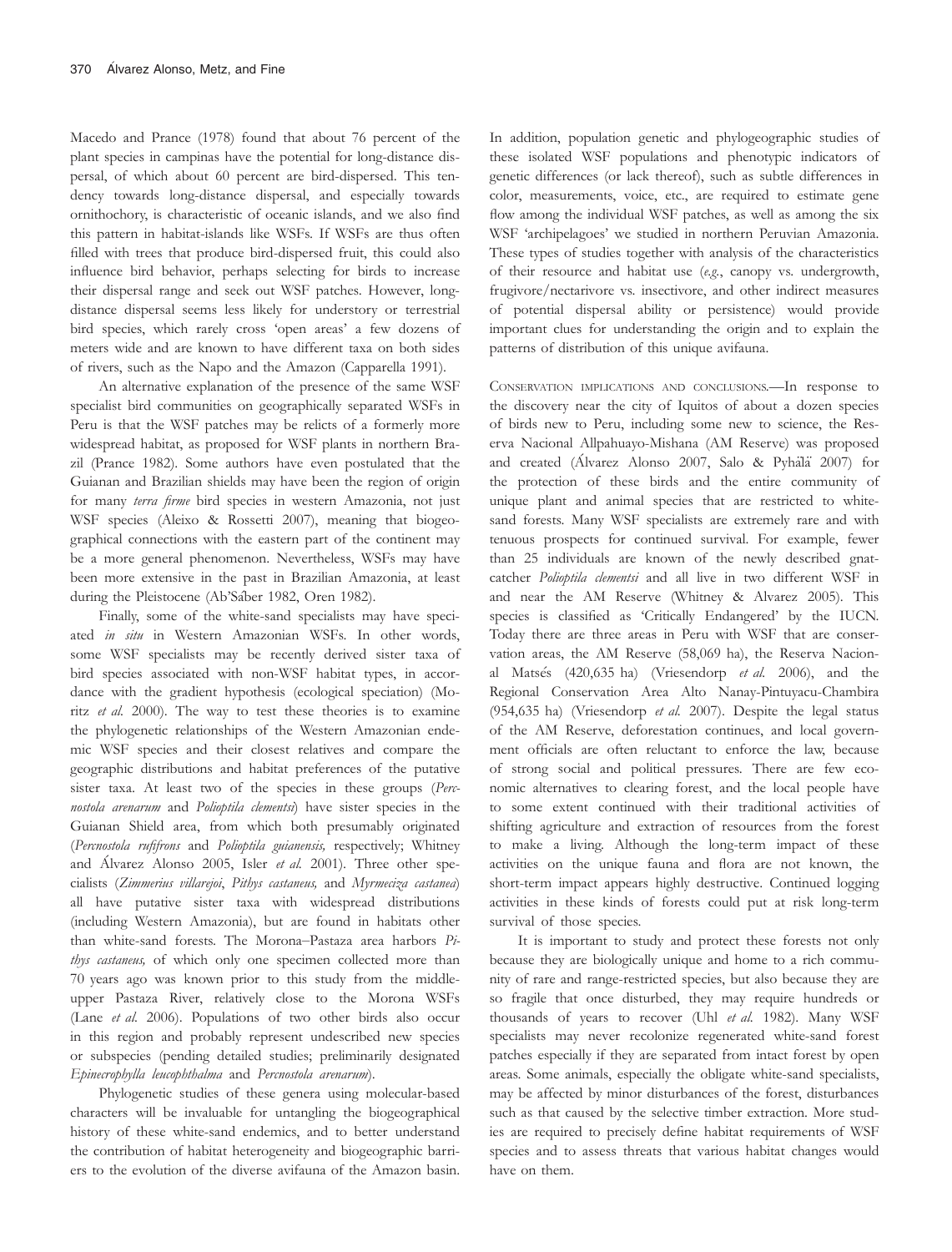Macedo and Prance (1978) found that about 76 percent of the plant species in campinas have the potential for long-distance dispersal, of which about 60 percent are bird-dispersed. This tendency towards long-distance dispersal, and especially towards ornithochory, is characteristic of oceanic islands, and we also find this pattern in habitat-islands like WSFs. If WSFs are thus often filled with trees that produce bird-dispersed fruit, this could also influence bird behavior, perhaps selecting for birds to increase their dispersal range and seek out WSF patches. However, long-distance dispersal seems less likely for understory or terrestrial bird species, which rarely cross 'open areas' a few dozens of meters wide and are known to have different taxa on both sides of rivers, such as the Napo and the Amazon (Capparella 1991).

An alternative explanation of the presence of the same WSF specialist bird communities on geographically separated WSFs in Peru is that the WSF patches may be relicts of a formerly more widespread habitat, as proposed for WSF plants in northern Brazil (Prance 1982). Some authors have even postulated that the Guianan and Brazilian shields may have been the region of origin for many *terra firme* bird species in western Amazonia, not just WSF species (Aleixo & Rossetti 2007), meaning that biogeographical connections with the eastern part of the continent may be a more general phenomenon. Nevertheless, WSFs may have been more extensive in the past in Brazilian Amazonia, at least during the Pleistocene (Ab'Sáber 1982, Oren 1982).

Finally, some of the white-sand specialists may have speciated *in situ* in Western Amazonian WSFs. In other words, some WSF specialists may be recently derived sister taxa of bird species associated with non-WSF habitat types, in accordance with the gradient hypothesis (ecological speciation) (Moritz *et al.* 2000). The way to test these theories is to examine the phylogenetic relationships of the Western Amazonian endemic WSF species and their closest relatives and compare the geographic distributions and habitat preferences of the putative sister taxa. At least two of the species in these groups (*Percnostola arenarum* and *Polioptila clementsi*) have sister species in the Guianan Shield area, from which both presumably originated (*Percnostola rufifrons* and *Polioptila guianensis,* respectively; Whitney and Álvarez Alonso 2005, Isler *et al.* 2001). Three other specialists (*Zimmerius villarejoi*, *Pithys castaneus,* and *Myrmeciza castanea*) all have putative sister taxa with widespread distributions (including Western Amazonia), but are found in habitats other than white-sand forests. The Morona–Pastaza area harbors *Pithys castaneus,* of which only one specimen collected more than 70 years ago was known prior to this study from the middle-upper Pastaza River, relatively close to the Morona WSFs (Lane *et al.* 2006). Populations of two other birds also occur in this region and probably represent undescribed new species or subspecies (pending detailed studies; preliminarily designated *Epinecrophylla leucophthalma* and *Percnostola arenarum*).

Phylogenetic studies of these genera using molecular-based characters will be invaluable for untangling the biogeographical history of these white-sand endemics, and to better understand the contribution of habitat heterogeneity and biogeographic barriers to the evolution of the diverse avifauna of the Amazon basin. In addition, population genetic and phylogeographic studies of these isolated WSF populations and phenotypic indicators of genetic differences (or lack thereof), such as subtle differences in color, measurements, voice, etc., are required to estimate gene flow among the individual WSF patches, as well as among the six WSF 'archipelagoes' we studied in northern Peruvian Amazonia. These types of studies together with analysis of the characteristics of their resource and habitat use (*e.g.*, canopy vs. undergrowth, frugivore/nectarivore vs. insectivore, and other indirect measures of potential dispersal ability or persistence) would provide important clues for understanding the origin and to explain the patterns of distribution of this unique avifauna.

CONSERVATION IMPLICATIONS AND CONCLUSIONS.—In response to the discovery near the city of Iquitos of about a dozen species of birds new to Peru, including some new to science, the Reserva Nacional Allpahuayo-Mishana (AM Reserve) was proposed and created (Álvarez Alonso 2007, Salo & Pyhälä 2007) for the protection of these birds and the entire community of unique plant and animal species that are restricted to white-sand forests. Many WSF specialists are extremely rare and with tenuous prospects for continued survival. For example, fewer than 25 individuals are known of the newly described gnatcatcher *Polioptila clementsi* and all live in two different WSF in and near the AM Reserve (Whitney & Alvarez 2005). This species is classified as 'Critically Endangered' by the IUCN. Today there are three areas in Peru with WSF that are conservation areas, the AM Reserve (58,069 ha), the Reserva Nacional Matsés (420,635 ha) (Vriesendorp *et al.* 2006), and the Regional Conservation Area Alto Nanay-Pintuyacu-Chambira (954,635 ha) (Vriesendorp *et al.* 2007). Despite the legal status of the AM Reserve, deforestation continues, and local government officials are often reluctant to enforce the law, because of strong social and political pressures. There are few economic alternatives to clearing forest, and the local people have to some extent continued with their traditional activities of shifting agriculture and extraction of resources from the forest to make a living. Although the long-term impact of these activities on the unique fauna and flora are not known, the short-term impact appears highly destructive. Continued logging activities in these kinds of forests could put at risk long-term survival of those species.

It is important to study and protect these forests not only because they are biologically unique and home to a rich community of rare and range-restricted species, but also because they are so fragile that once disturbed, they may require hundreds or thousands of years to recover (Uhl *et al.* 1982). Many WSF specialists may never recolonize regenerated white-sand forest patches especially if they are separated from intact forest by open areas. Some animals, especially the obligate white-sand specialists, may be affected by minor disturbances of the forest, disturbances such as that caused by the selective timber extraction. More studies are required to precisely define habitat requirements of WSF species and to assess threats that various habitat changes would have on them.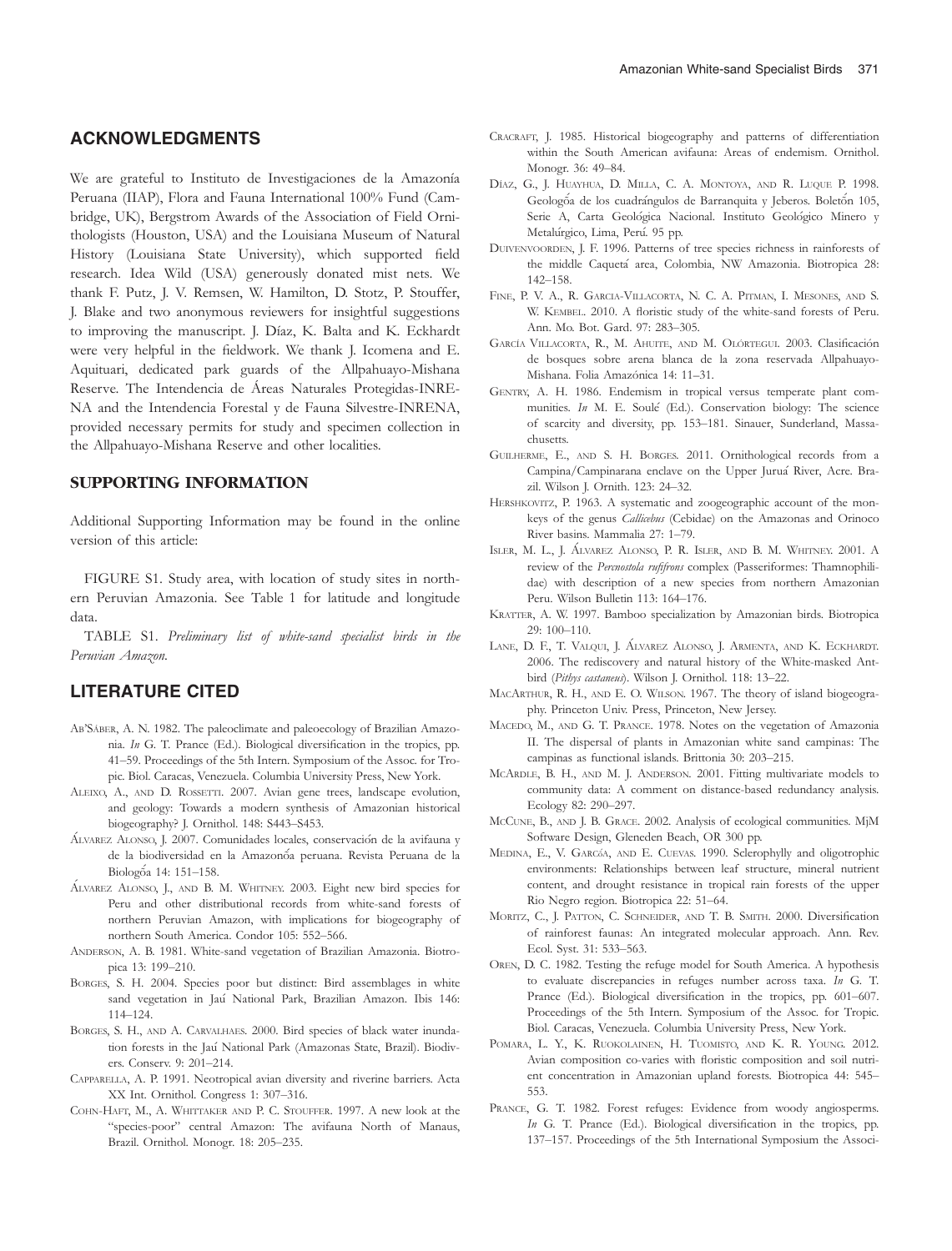## ACKNOWLEDGMENTS

We are grateful to Instituto de Investigaciones de la Amazonía Peruana (IIAP), Flora and Fauna International 100% Fund (Cambridge, UK), Bergstrom Awards of the Association of Field Ornithologists (Houston, USA) and the Louisiana Museum of Natural History (Louisiana State University), which supported field research. Idea Wild (USA) generously donated mist nets. We thank F. Putz, J. V. Remsen, W. Hamilton, D. Stotz, P. Stouffer, J. Blake and two anonymous reviewers for insightful suggestions to improving the manuscript. J. Díaz, K. Balta and K. Eckhardt were very helpful in the fieldwork. We thank J. Icomena and E. Aquituari, dedicated park guards of the Allpahuayo-Mishana Reserve. The Intendencia de Áreas Naturales Protegidas-INRENA and the Intendencia Forestal y de Fauna Silvestre-INRENA, provided necessary permits for study and specimen collection in the Allpahuayo-Mishana Reserve and other localities.

## SUPPORTING INFORMATION

Additional Supporting Information may be found in the online version of this article:

FIGURE S1. Study area, with location of study sites in northern Peruvian Amazonia. See Table 1 for latitude and longitude data.

TABLE S1. *Preliminary list of white-sand specialist birds in the Peruvian Amazon.*

## LITERATURE CITED

AB'SÁBER, A. N. 1982. The paleoclimate and paleoecology of Brazilian Amazonia. *In* G. T. Prance (Ed.). Biological diversification in the tropics, pp. 41–59. Proceedings of the 5th Intern. Symposium of the Assoc. for Tropic. Biol. Caracas, Venezuela. Columbia University Press, New York.

ALEIXO, A., AND D. ROSSETTI. 2007. Avian gene trees, landscape evolution, and geology: Towards a modern synthesis of Amazonian historical biogeography? J. Ornithol. 148: S443–S453.

ÁLVAREZ ALONSO, J. 2007. Comunidades locales, conservación de la avifauna y de la biodiversidad en la Amazonía peruana. Revista Peruana de la Biología 14: 151–158.

ÁLVAREZ ALONSO, J., AND B. M. WHITNEY. 2003. Eight new bird species for Peru and other distributional records from white-sand forests of northern Peruvian Amazon, with implications for biogeography of northern South America. Condor 105: 552–566.

ANDERSON, A. B. 1981. White-sand vegetation of Brazilian Amazonia. Biotropica 13: 199–210.

BORGES, S. H. 2004. Species poor but distinct: Bird assemblages in white sand vegetation in Jaú National Park, Brazilian Amazon. Ibis 146: 114–124.

BORGES, S. H., AND A. CARVALHAES. 2000. Bird species of black water inundation forests in the Jaú National Park (Amazonas State, Brazil). Biodivers. Conserv. 9: 201–214.

CAPPARELLA, A. P. 1991. Neotropical avian diversity and riverine barriers. Acta XX Int. Ornithol. Congress 1: 307–316.

COHN-HAFT, M., A. WHITTAKER AND P. C. STOUFFER. 1997. A new look at the "species-poor" central Amazon: The avifauna North of Manaus, Brazil. Ornithol. Monogr. 18: 205–235.

CRACRAFT, J. 1985. Historical biogeography and patterns of differentiation within the South American avifauna: Areas of endemism. Ornithol. Monogr. 36: 49–84.

DÍAZ, G., J. HUAYHUA, D. MILLA, C. A. MONTOYA, AND R. LUQUE P. 1998. Geología de los cuadrángulos de Barranquita y Jeberos. Boletín 105, Serie A, Carta Geológica Nacional. Instituto Geológico Minero y Metalúrgico, Lima, Perú. 95 pp.

DUIVENVOORDEN, J. F. 1996. Patterns of tree species richness in rainforests of the middle Caquetá area, Colombia, NW Amazonia. Biotropica 28: 142–158.

FINE, P. V. A., R. GARCIA-VILLACORTA, N. C. A. PITMAN, I. MESONES, AND S. W. KEMBEL. 2010. A floristic study of the white-sand forests of Peru. Ann. Mo. Bot. Gard. 97: 283–305.

GARCÍA VILLACORTA, R., M. AHUITE, AND M. OLÓRTEGUI. 2003. Clasificación de bosques sobre arena blanca de la zona reservada Allpahuayo-Mishana. Folia Amazónica 14: 11–31.

GENTRY, A. H. 1986. Endemism in tropical versus temperate plant communities. *In* M. E. Soulé (Ed.). Conservation biology: The science of scarcity and diversity, pp. 153–181. Sinauer, Sunderland, Massachusetts.

GUILHERME, E., AND S. H. BORGES. 2011. Ornithological records from a Campina/Campinarana enclave on the Upper Juruá River, Acre. Brazil. Wilson J. Ornith. 123: 24–32.

HERSHKOVITZ, P. 1963. A systematic and zoogeographic account of the monkeys of the genus *Callicebus* (Cebidae) on the Amazonas and Orinoco River basins. Mammalia 27: 1–79.

ISLER, M. L., J. ÁLVAREZ ALONSO, P. R. ISLER, AND B. M. WHITNEY. 2001. A review of the *Percnostola rufifrons* complex (Passeriformes: Thamnophilidae) with description of a new species from northern Amazonian Peru. Wilson Bulletin 113: 164–176.

KRATTER, A. W. 1997. Bamboo specialization by Amazonian birds. Biotropica 29: 100–110.

LANE, D. F., T. VALQUI, J. ÁLVAREZ ALONSO, J. ARMENTA, AND K. ECKHARDT. 2006. The rediscovery and natural history of the White-masked Antbird (*Pithys castaneus*). Wilson J. Ornithol. 118: 13–22.

MACARTHUR, R. H., AND E. O. WILSON. 1967. The theory of island biogeography. Princeton Univ. Press, Princeton, New Jersey.

MACEDO, M., AND G. T. PRANCE. 1978. Notes on the vegetation of Amazonia II. The dispersal of plants in Amazonian white sand campinas: The campinas as functional islands. Brittonia 30: 203–215.

MCARDLE, B. H., AND M. J. ANDERSON. 2001. Fitting multivariate models to community data: A comment on distance-based redundancy analysis. Ecology 82: 290–297.

MCCUNE, B., AND J. B. GRACE. 2002. Analysis of ecological communities. MjM Software Design, Gleneden Beach, OR 300 pp.

MEDINA, E., V. GARCÍA, AND E. CUEVAS. 1990. Sclerophylly and oligotrophic environments: Relationships between leaf structure, mineral nutrient content, and drought resistance in tropical rain forests of the upper Rio Negro region. Biotropica 22: 51–64.

MORITZ, C., J. PATTON, C. SCHNEIDER, AND T. B. SMITH. 2000. Diversification of rainforest faunas: An integrated molecular approach. Ann. Rev. Ecol. Syst. 31: 533–563.

OREN, D. C. 1982. Testing the refuge model for South America. A hypothesis to evaluate discrepancies in refuges number across taxa. *In* G. T. Prance (Ed.). Biological diversification in the tropics, pp. 601–607. Proceedings of the 5th Intern. Symposium of the Assoc. for Tropic. Biol. Caracas, Venezuela. Columbia University Press, New York.

POMARA, L. Y., K. RUOKOLAINEN, H. TUOMISTO, AND K. R. YOUNG. 2012. Avian composition co-varies with floristic composition and soil nutrient concentration in Amazonian upland forests. Biotropica 44: 545–553.

PRANCE, G. T. 1982. Forest refuges: Evidence from woody angiosperms. *In* G. T. Prance (Ed.). Biological diversification in the tropics, pp. 137–157. Proceedings of the 5th International Symposium the Associ-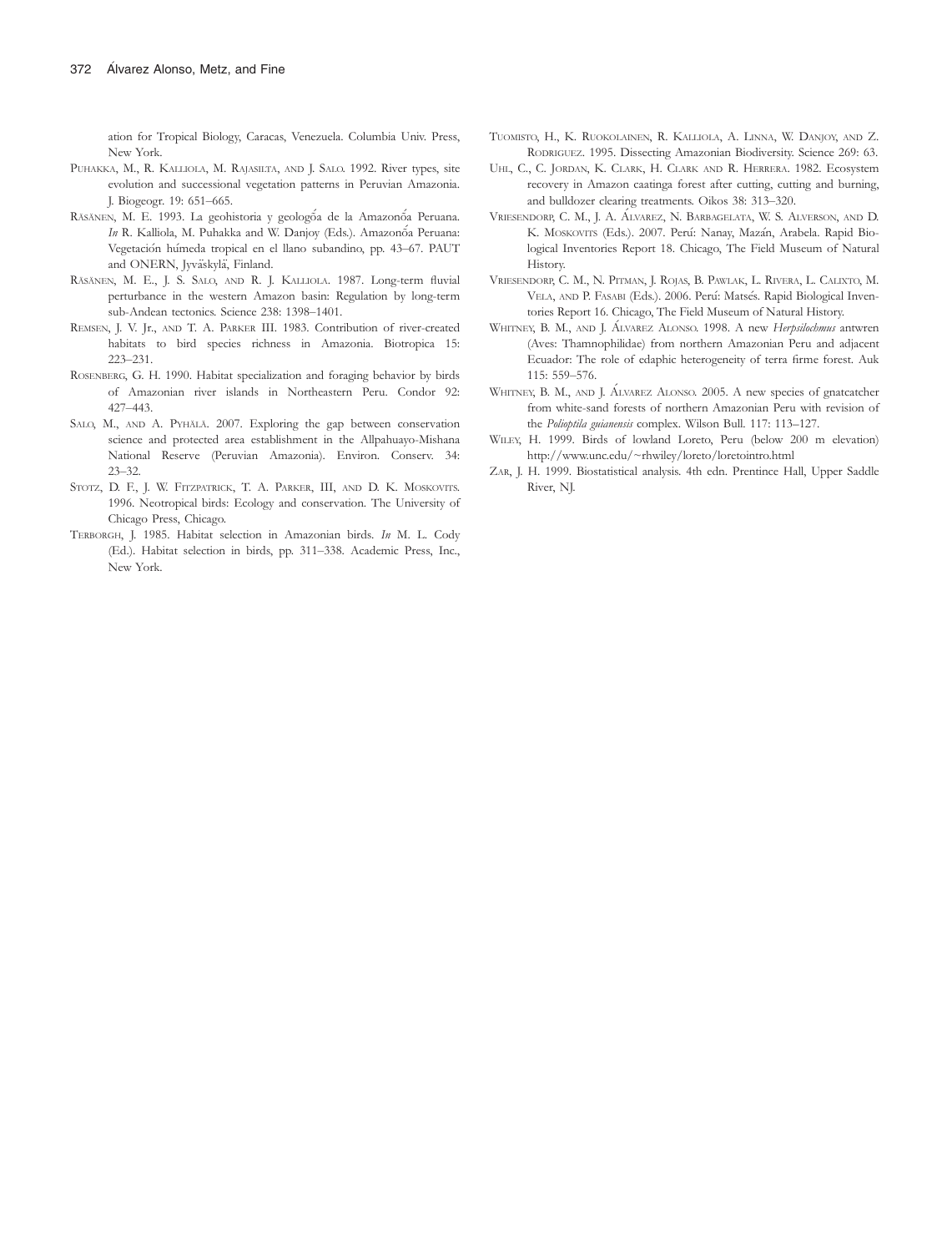ation for Tropical Biology, Caracas, Venezuela. Columbia Univ. Press, New York.

Puhakka, M., R. Kalliola, M. Rajasilta, and J. Salo. 1992. River types, site evolution and successional vegetation patterns in Peruvian Amazonia. J. Biogeogr. 19: 651–665.

Räsänen, M. E. 1993. La geohistoria y geologóa de la Amazonóa Peruana. *In* R. Kalliola, M. Puhakka and W. Danjoy (Eds.). Amazonóa Peruana: Vegetación húmeda tropical en el llano subandino, pp. 43–67. PAUT and ONERN, Jyväskylä, Finland.

Räsänen, M. E., J. S. Salo, and R. J. Kalliola. 1987. Long-term fluvial perturbance in the western Amazon basin: Regulation by long-term sub-Andean tectonics. Science 238: 1398–1401.

Remsen, J. V. Jr., and T. A. Parker III. 1983. Contribution of river-created habitats to bird species richness in Amazonia. Biotropica 15: 223–231.

Rosenberg, G. H. 1990. Habitat specialization and foraging behavior by birds of Amazonian river islands in Northeastern Peru. Condor 92: 427–443.

Salo, M., and A. Pyhälä. 2007. Exploring the gap between conservation science and protected area establishment in the Allpahuayo-Mishana National Reserve (Peruvian Amazonia). Environ. Conserv. 34: 23–32.

Stotz, D. F., J. W. Fitzpatrick, T. A. Parker, III, and D. K. Moskovits. 1996. Neotropical birds: Ecology and conservation. The University of Chicago Press, Chicago.

Terborgh, J. 1985. Habitat selection in Amazonian birds. *In* M. L. Cody (Ed.). Habitat selection in birds, pp. 311–338. Academic Press, Inc., New York.

Tuomisto, H., K. Ruokolainen, R. Kalliola, A. Linna, W. Danjoy, and Z. Rodriguez. 1995. Dissecting Amazonian Biodiversity. Science 269: 63.

Uhl, C., C. Jordan, K. Clark, H. Clark and R. Herrera. 1982. Ecosystem recovery in Amazon caatinga forest after cutting, cutting and burning, and bulldozer clearing treatments. Oikos 38: 313–320.

Vriesendorp, C. M., J. A. Álvarez, N. Barbagelata, W. S. Alverson, and D. K. Moskovits (Eds.). 2007. Perú: Nanay, Mazán, Arabela. Rapid Biological Inventories Report 18. Chicago, The Field Museum of Natural History.

Vriesendorp, C. M., N. Pitman, J. Rojas, B. Pawlak, L. Rivera, L. Calixto, M. Vela, and P. Fasabi (Eds.). 2006. Perú: Matsés. Rapid Biological Inventories Report 16. Chicago, The Field Museum of Natural History.

Whitney, B. M., and J. Álvarez Alonso. 1998. A new *Herpsilochmus* antwren (Aves: Thamnophilidae) from northern Amazonian Peru and adjacent Ecuador: The role of edaphic heterogeneity of terra firme forest. Auk 115: 559–576.

Whitney, B. M., and J. Álvarez Alonso. 2005. A new species of gnatcatcher from white-sand forests of northern Amazonian Peru with revision of the *Polioptila guianensis* complex. Wilson Bull. 117: 113–127.

Wiley, H. 1999. Birds of lowland Loreto, Peru (below 200 m elevation) http://www.unc.edu/~rhwiley/loreto/loretointro.html

Zar, J. H. 1999. Biostatistical analysis. 4th edn. Prentince Hall, Upper Saddle River, NJ.